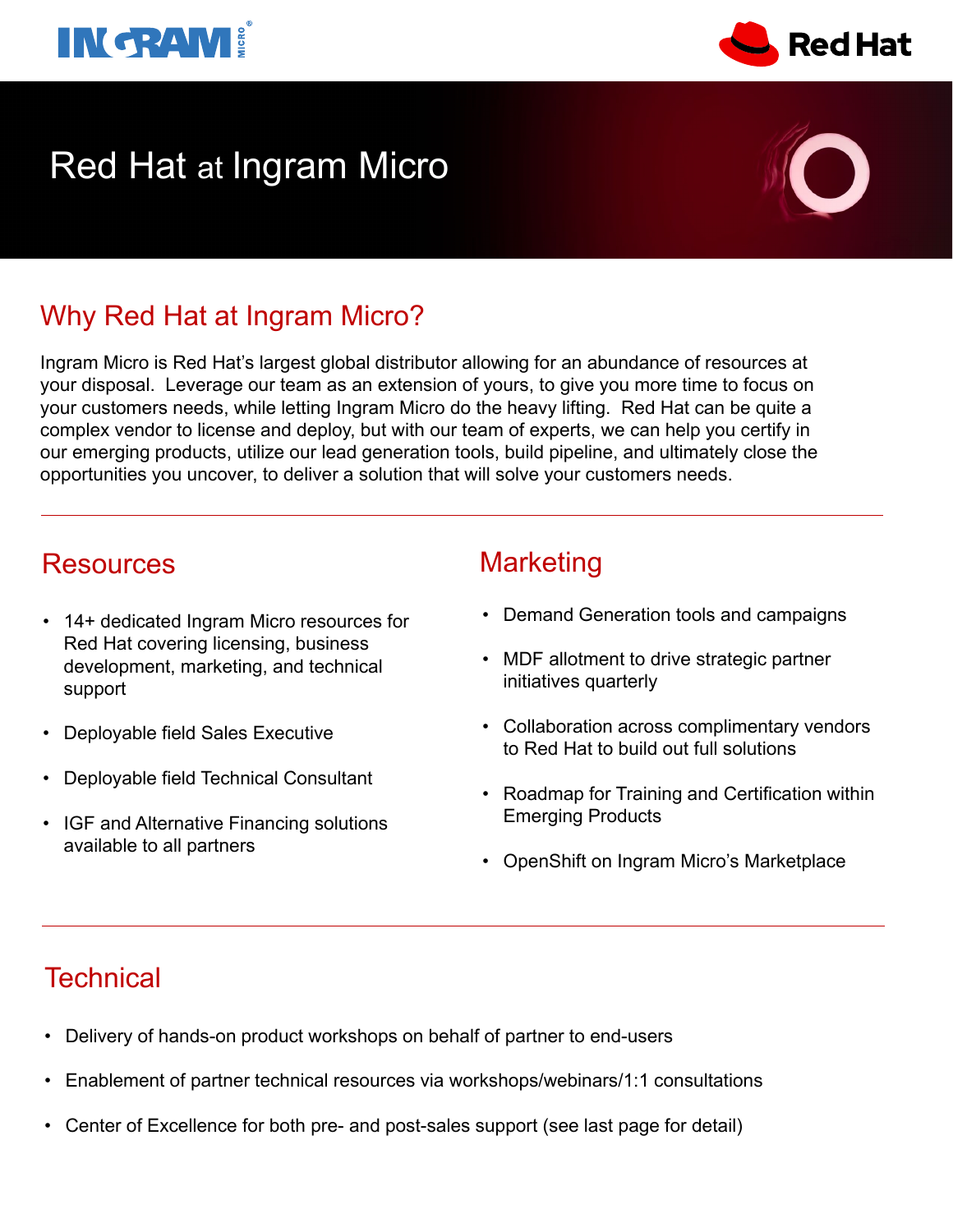# Red Hat at Ingram Micro

## Why Red Hat at Ingram Micro?

Ingram Micro is Red Hat's largest global distributor allowing for an abundance of resources at your disposal. Leverage our team as an extension of yours, to give you more time to focus on your customers needs, while letting Ingram Micro do the heavy lifting. Red Hat can be quite a complex vendor to license and deploy, but with our team of experts, we can help you certify in our emerging products, utilize our lead generation tools, build pipeline, and ultimately close the opportunities you uncover, to deliver a solution that will solve your customers needs.

---

## Resources

- 14+ dedicated Ingram Micro resources for Red Hat covering licensing, business development, marketing, and technical support
- Deployable field Sales Executive
- Deployable field Technical Consultant
- IGF and Alternative Financing solutions available to all partners

## Marketing

- Demand Generation tools and campaigns
- MDF allotment to drive strategic partner initiatives quarterly
- Collaboration across complimentary vendors to Red Hat to build out full solutions
- Roadmap for Training and Certification within Emerging Products
- OpenShift on Ingram Micro's Marketplace

---

## Technical

- Delivery of hands-on product workshops on behalf of partner to end-users
- Enablement of partner technical resources via workshops/webinars/1:1 consultations
- Center of Excellence for both pre- and post-sales support (see last page for detail)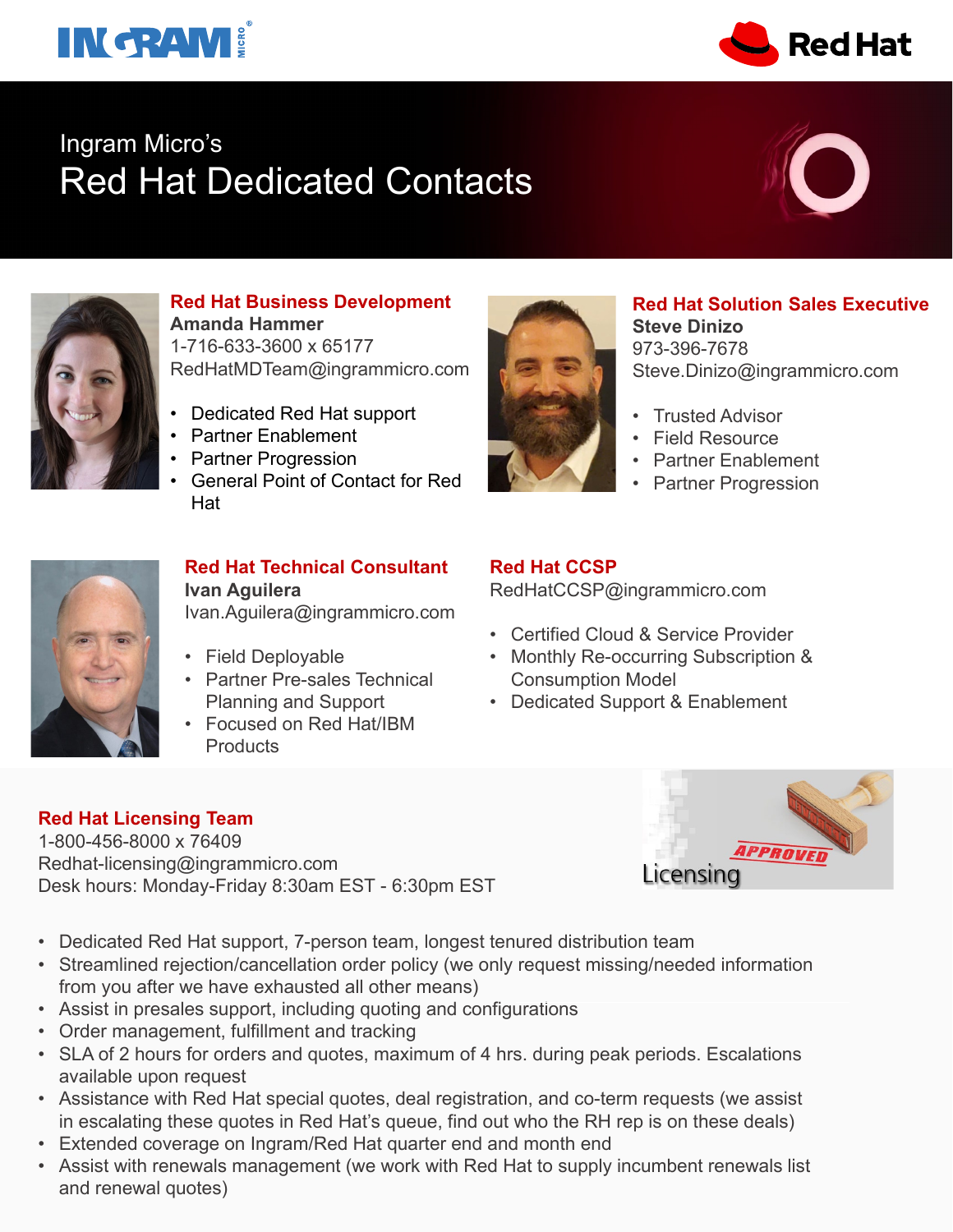Ingram Micro's

# Red Hat Dedicated Contacts

### Red Hat Business Development

**Amanda Hammer**
1-716-633-3600 x 65177
RedHatMDTeam@ingrammicro.com

- Dedicated Red Hat support
- Partner Enablement
- Partner Progression
- General Point of Contact for Red Hat

### Red Hat Solution Sales Executive

**Steve Dinizo**
973-396-7678
Steve.Dinizo@ingrammicro.com

- Trusted Advisor
- Field Resource
- Partner Enablement
- Partner Progression

### Red Hat Technical Consultant

**Ivan Aguilera**
Ivan.Aguilera@ingrammicro.com

- Field Deployable
- Partner Pre-sales Technical Planning and Support
- Focused on Red Hat/IBM Products

### Red Hat CCSP

RedHatCCSP@ingrammicro.com

- Certified Cloud & Service Provider
- Monthly Re-occurring Subscription & Consumption Model
- Dedicated Support & Enablement

### Red Hat Licensing Team

1-800-456-8000 x 76409
Redhat-licensing@ingrammicro.com
Desk hours: Monday-Friday 8:30am EST - 6:30pm EST

- Dedicated Red Hat support, 7-person team, longest tenured distribution team
- Streamlined rejection/cancellation order policy (we only request missing/needed information from you after we have exhausted all other means)
- Assist in presales support, including quoting and configurations
- Order management, fulfillment and tracking
- SLA of 2 hours for orders and quotes, maximum of 4 hrs. during peak periods. Escalations available upon request
- Assistance with Red Hat special quotes, deal registration, and co-term requests (we assist in escalating these quotes in Red Hat's queue, find out who the RH rep is on these deals)
- Extended coverage on Ingram/Red Hat quarter end and month end
- Assist with renewals management (we work with Red Hat to supply incumbent renewals list and renewal quotes)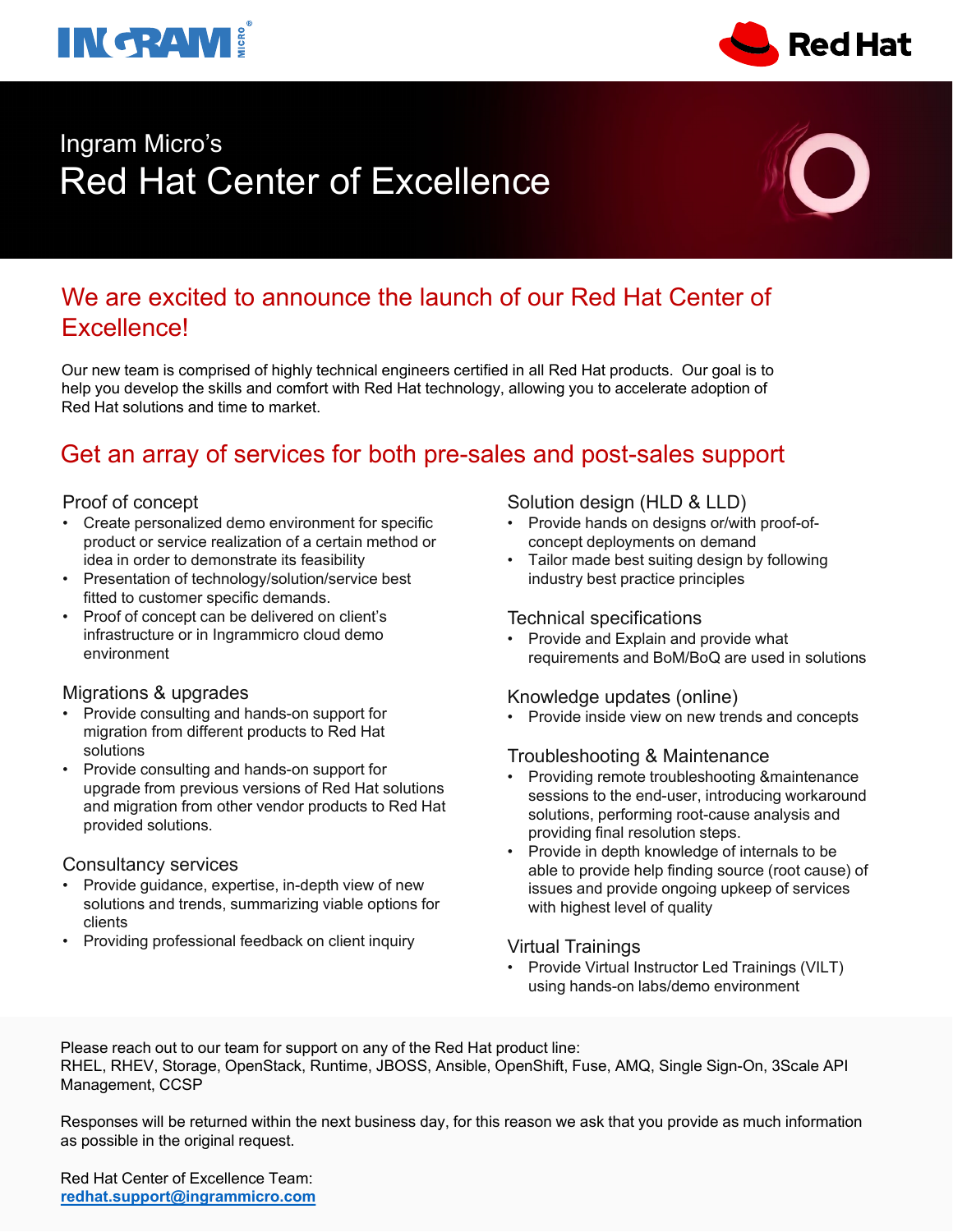Ingram Micro's

# Red Hat Center of Excellence

## We are excited to announce the launch of our Red Hat Center of Excellence!

Our new team is comprised of highly technical engineers certified in all Red Hat products. Our goal is to help you develop the skills and comfort with Red Hat technology, allowing you to accelerate adoption of Red Hat solutions and time to market.

## Get an array of services for both pre-sales and post-sales support

### Proof of concept

- Create personalized demo environment for specific product or service realization of a certain method or idea in order to demonstrate its feasibility
- Presentation of technology/solution/service best fitted to customer specific demands.
- Proof of concept can be delivered on client's infrastructure or in Ingrammicro cloud demo environment

### Migrations & upgrades

- Provide consulting and hands-on support for migration from different products to Red Hat solutions
- Provide consulting and hands-on support for upgrade from previous versions of Red Hat solutions and migration from other vendor products to Red Hat provided solutions.

### Consultancy services

- Provide guidance, expertise, in-depth view of new solutions and trends, summarizing viable options for clients
- Providing professional feedback on client inquiry

### Solution design (HLD & LLD)

- Provide hands on designs or/with proof-of-concept deployments on demand
- Tailor made best suiting design by following industry best practice principles

### Technical specifications

- Provide and Explain and provide what requirements and BoM/BoQ are used in solutions

### Knowledge updates (online)

- Provide inside view on new trends and concepts

### Troubleshooting & Maintenance

- Providing remote troubleshooting &maintenance sessions to the end-user, introducing workaround solutions, performing root-cause analysis and providing final resolution steps.
- Provide in depth knowledge of internals to be able to provide help finding source (root cause) of issues and provide ongoing upkeep of services with highest level of quality

### Virtual Trainings

- Provide Virtual Instructor Led Trainings (VILT) using hands-on labs/demo environment

Please reach out to our team for support on any of the Red Hat product line:
RHEL, RHEV, Storage, OpenStack, Runtime, JBOSS, Ansible, OpenShift, Fuse, AMQ, Single Sign-On, 3Scale API Management, CCSP

Responses will be returned within the next business day, for this reason we ask that you provide as much information as possible in the original request.

Red Hat Center of Excellence Team:
redhat.support@ingrammicro.com